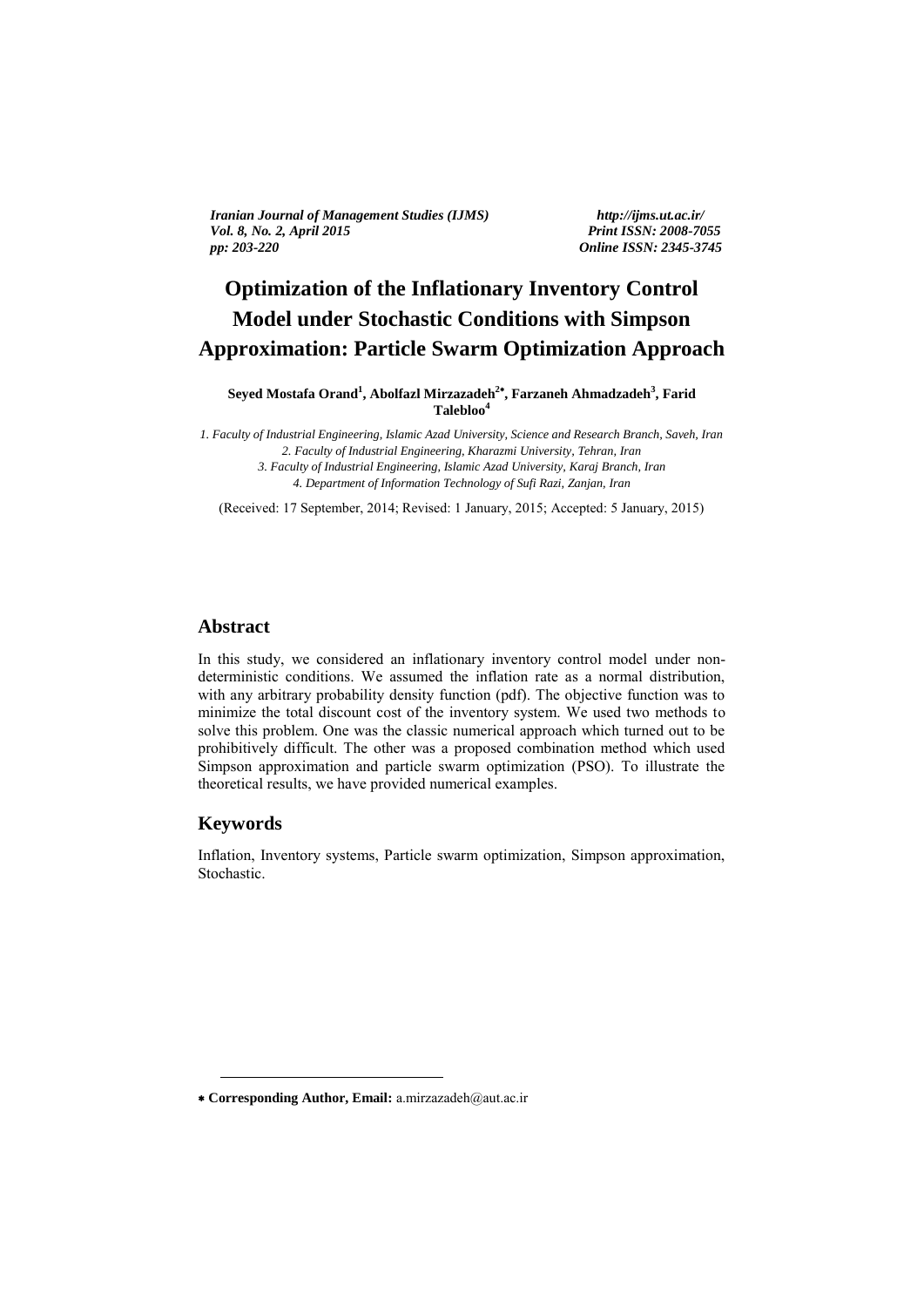# Optimization of the Inflationary Inventory Control Model under Stochastic Conditions with Simpson Approximation: Particle Swarm Optimization Approach

**Seyed Mostafa Orand[1], Abolfazl Mirzazadeh[2*], Farzaneh Ahmadzadeh[3], Farid Talebloo[4]**

*1. Faculty of Industrial Engineering, Islamic Azad University, Science and Research Branch, Saveh, Iran*
*2. Faculty of Industrial Engineering, Kharazmi University, Tehran, Iran*
*3. Faculty of Industrial Engineering, Islamic Azad University, Karaj Branch, Iran*
*4. Department of Information Technology of Sufi Razi, Zanjan, Iran*

(Received: 17 September, 2014; Revised: 1 January, 2015; Accepted: 5 January, 2015)

## Abstract

In this study, we considered an inflationary inventory control model under non-deterministic conditions. We assumed the inflation rate as a normal distribution, with any arbitrary probability density function (pdf). The objective function was to minimize the total discount cost of the inventory system. We used two methods to solve this problem. One was the classic numerical approach which turned out to be prohibitively difficult. The other was a proposed combination method which used Simpson approximation and particle swarm optimization (PSO). To illustrate the theoretical results, we have provided numerical examples.

## Keywords

Inflation, Inventory systems, Particle swarm optimization, Simpson approximation, Stochastic.

---

* **Corresponding Author, Email:** a.mirzazadeh@aut.ac.ir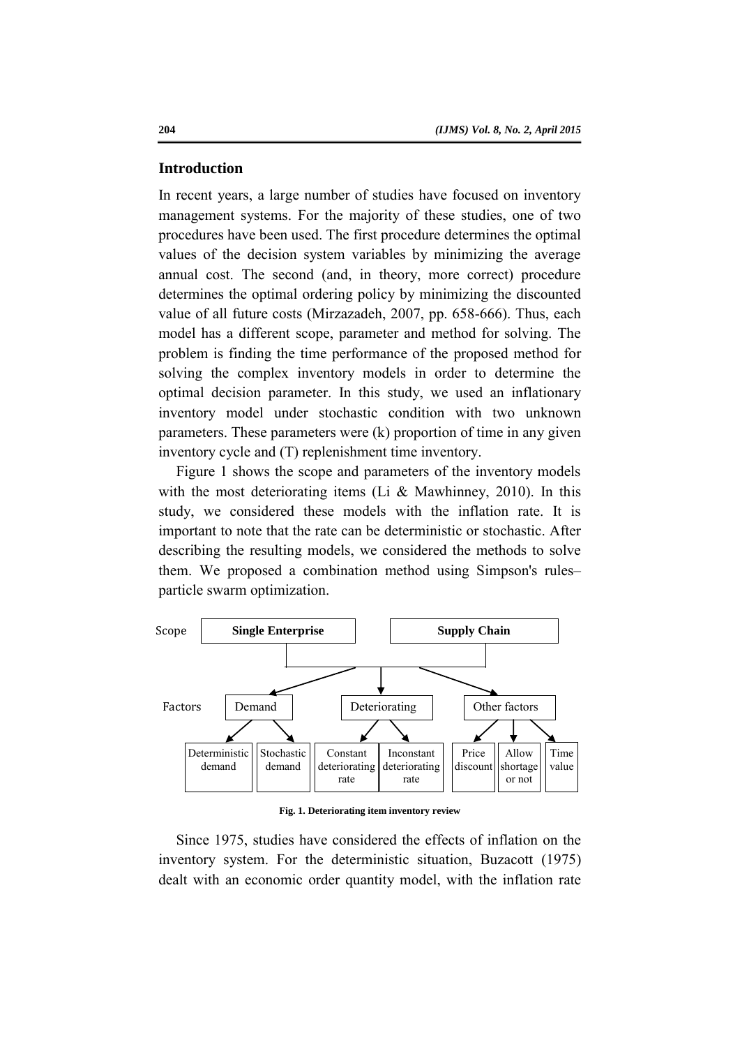## Introduction

In recent years, a large number of studies have focused on inventory management systems. For the majority of these studies, one of two procedures have been used. The first procedure determines the optimal values of the decision system variables by minimizing the average annual cost. The second (and, in theory, more correct) procedure determines the optimal ordering policy by minimizing the discounted value of all future costs (Mirzazadeh, 2007, pp. 658-666). Thus, each model has a different scope, parameter and method for solving. The problem is finding the time performance of the proposed method for solving the complex inventory models in order to determine the optimal decision parameter. In this study, we used an inflationary inventory model under stochastic condition with two unknown parameters. These parameters were (k) proportion of time in any given inventory cycle and (T) replenishment time inventory.

Figure 1 shows the scope and parameters of the inventory models with the most deteriorating items (Li & Mawhinney, 2010). In this study, we considered these models with the inflation rate. It is important to note that the rate can be deterministic or stochastic. After describing the resulting models, we considered the methods to solve them. We proposed a combination method using Simpson's rules–particle swarm optimization.

Scope: **Single Enterprise** | **Supply Chain**

Factors:
- Demand
  - Deterministic demand
  - Stochastic demand
- Deteriorating
  - Constant deteriorating rate
  - Inconstant deteriorating rate
- Other factors
  - Price discount
  - Allow shortage or not
  - Time value

**Fig. 1. Deteriorating item inventory review**

Since 1975, studies have considered the effects of inflation on the inventory system. For the deterministic situation, Buzacott (1975) dealt with an economic order quantity model, with the inflation rate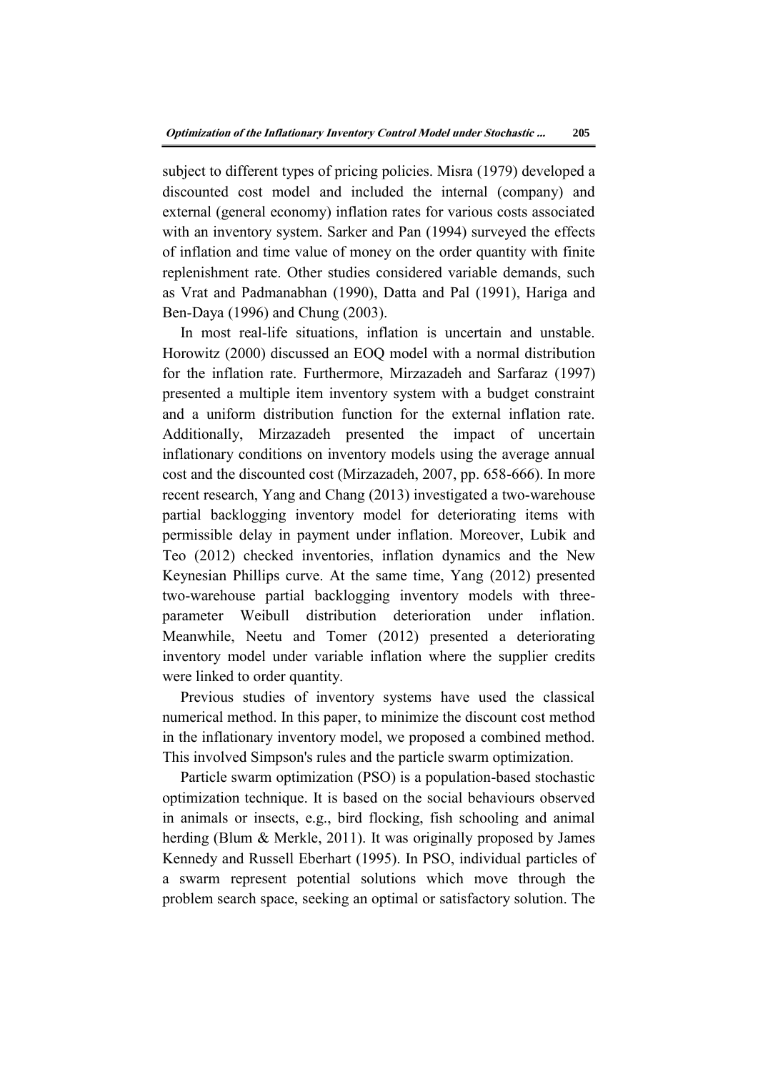subject to different types of pricing policies. Misra (1979) developed a discounted cost model and included the internal (company) and external (general economy) inflation rates for various costs associated with an inventory system. Sarker and Pan (1994) surveyed the effects of inflation and time value of money on the order quantity with finite replenishment rate. Other studies considered variable demands, such as Vrat and Padmanabhan (1990), Datta and Pal (1991), Hariga and Ben-Daya (1996) and Chung (2003).

In most real-life situations, inflation is uncertain and unstable. Horowitz (2000) discussed an EOQ model with a normal distribution for the inflation rate. Furthermore, Mirzazadeh and Sarfaraz (1997) presented a multiple item inventory system with a budget constraint and a uniform distribution function for the external inflation rate. Additionally, Mirzazadeh presented the impact of uncertain inflationary conditions on inventory models using the average annual cost and the discounted cost (Mirzazadeh, 2007, pp. 658-666). In more recent research, Yang and Chang (2013) investigated a two-warehouse partial backlogging inventory model for deteriorating items with permissible delay in payment under inflation. Moreover, Lubik and Teo (2012) checked inventories, inflation dynamics and the New Keynesian Phillips curve. At the same time, Yang (2012) presented two-warehouse partial backlogging inventory models with three-parameter Weibull distribution deterioration under inflation. Meanwhile, Neetu and Tomer (2012) presented a deteriorating inventory model under variable inflation where the supplier credits were linked to order quantity.

Previous studies of inventory systems have used the classical numerical method. In this paper, to minimize the discount cost method in the inflationary inventory model, we proposed a combined method. This involved Simpson's rules and the particle swarm optimization.

Particle swarm optimization (PSO) is a population-based stochastic optimization technique. It is based on the social behaviours observed in animals or insects, e.g., bird flocking, fish schooling and animal herding (Blum & Merkle, 2011). It was originally proposed by James Kennedy and Russell Eberhart (1995). In PSO, individual particles of a swarm represent potential solutions which move through the problem search space, seeking an optimal or satisfactory solution. The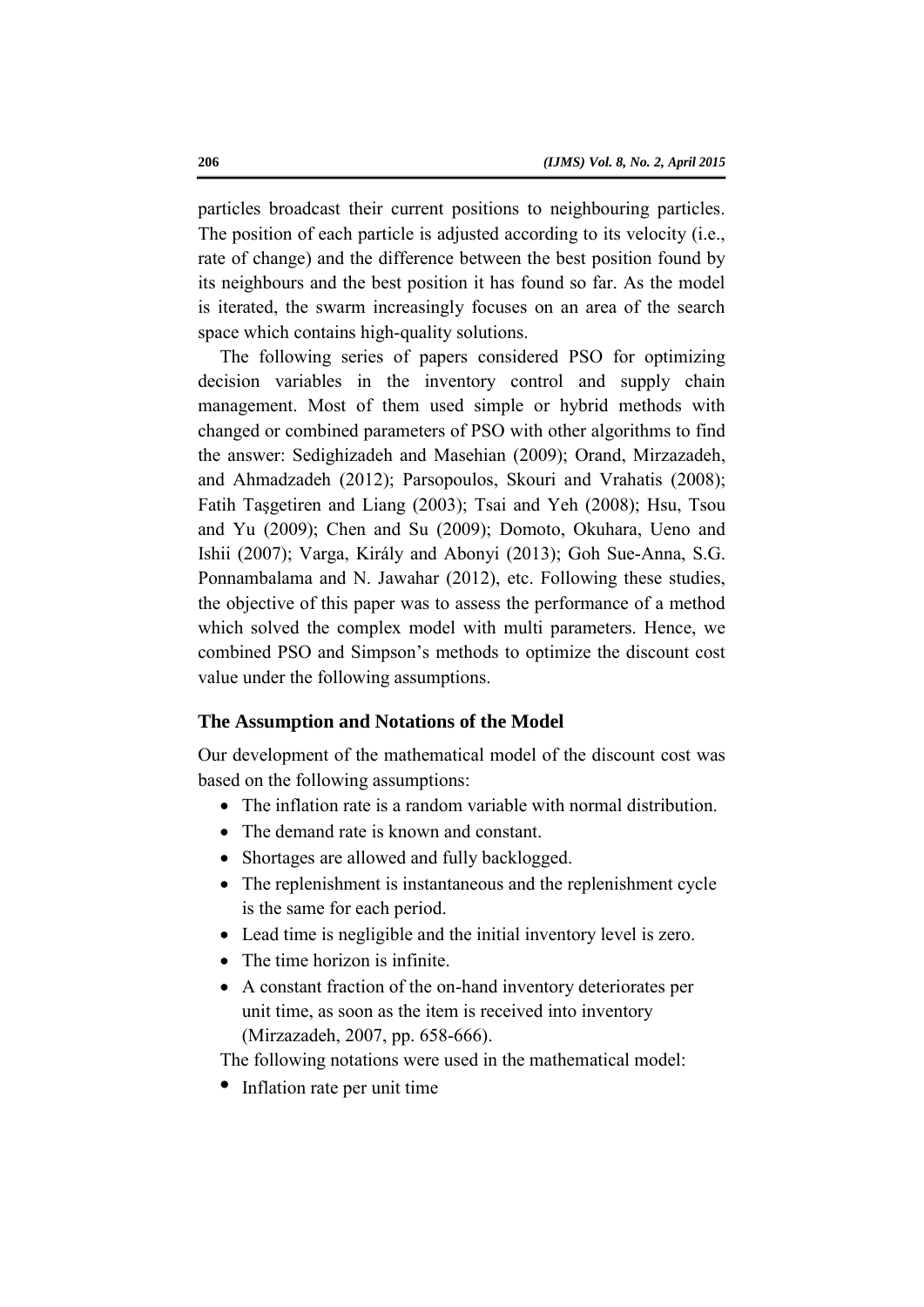particles broadcast their current positions to neighbouring particles. The position of each particle is adjusted according to its velocity (i.e., rate of change) and the difference between the best position found by its neighbours and the best position it has found so far. As the model is iterated, the swarm increasingly focuses on an area of the search space which contains high-quality solutions.

The following series of papers considered PSO for optimizing decision variables in the inventory control and supply chain management. Most of them used simple or hybrid methods with changed or combined parameters of PSO with other algorithms to find the answer: Sedighizadeh and Masehian (2009); Orand, Mirzazadeh, and Ahmadzadeh (2012); Parsopoulos, Skouri and Vrahatis (2008); Fatih Taşgetiren and Liang (2003); Tsai and Yeh (2008); Hsu, Tsou and Yu (2009); Chen and Su (2009); Domoto, Okuhara, Ueno and Ishii (2007); Varga, Király and Abonyi (2013); Goh Sue-Anna, S.G. Ponnambalama and N. Jawahar (2012), etc. Following these studies, the objective of this paper was to assess the performance of a method which solved the complex model with multi parameters. Hence, we combined PSO and Simpson's methods to optimize the discount cost value under the following assumptions.

### The Assumption and Notations of the Model

Our development of the mathematical model of the discount cost was based on the following assumptions:

- The inflation rate is a random variable with normal distribution.
- The demand rate is known and constant.
- Shortages are allowed and fully backlogged.
- The replenishment is instantaneous and the replenishment cycle is the same for each period.
- Lead time is negligible and the initial inventory level is zero.
- The time horizon is infinite.
- A constant fraction of the on-hand inventory deteriorates per unit time, as soon as the item is received into inventory (Mirzazadeh, 2007, pp. 658-666).

The following notations were used in the mathematical model:

- Inflation rate per unit time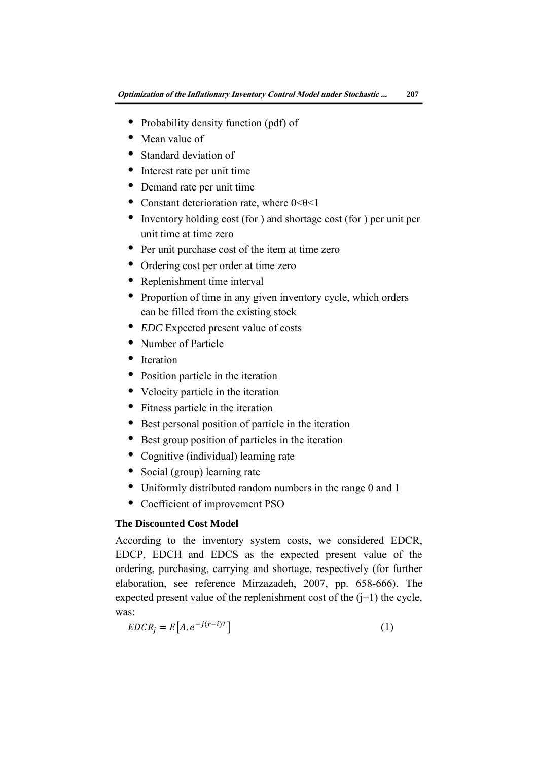- Probability density function (pdf) of
- Mean value of
- Standard deviation of
- Interest rate per unit time
- Demand rate per unit time
- Constant deterioration rate, where 0<θ<1
- Inventory holding cost (for ) and shortage cost (for ) per unit per unit time at time zero
- Per unit purchase cost of the item at time zero
- Ordering cost per order at time zero
- Replenishment time interval
- Proportion of time in any given inventory cycle, which orders can be filled from the existing stock
- *EDC* Expected present value of costs
- Number of Particle
- Iteration
- Position particle in the iteration
- Velocity particle in the iteration
- Fitness particle in the iteration
- Best personal position of particle in the iteration
- Best group position of particles in the iteration
- Cognitive (individual) learning rate
- Social (group) learning rate
- Uniformly distributed random numbers in the range 0 and 1
- Coefficient of improvement PSO

**The Discounted Cost Model**

According to the inventory system costs, we considered EDCR, EDCP, EDCH and EDCS as the expected present value of the ordering, purchasing, carrying and shortage, respectively (for further elaboration, see reference Mirzazadeh, 2007, pp. 658-666). The expected present value of the replenishment cost of the (j+1) the cycle, was:

$$EDCR_j = E\left[A.e^{-j(r-i)T}\right] \tag{1}$$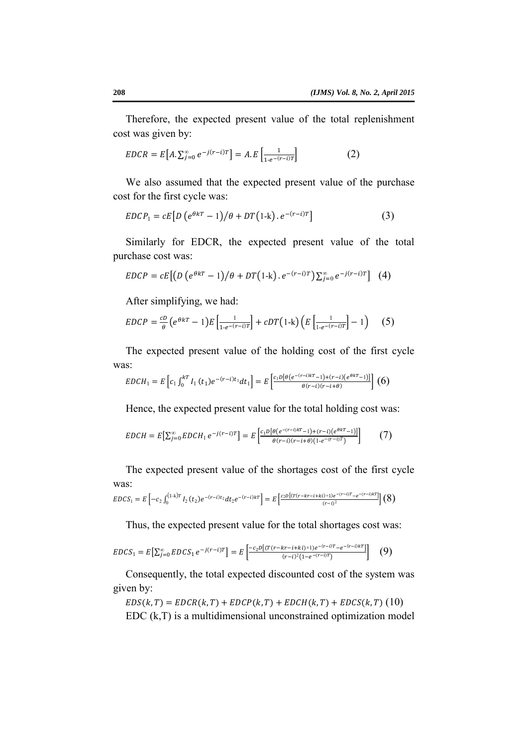Therefore, the expected present value of the total replenishment cost was given by:

$$EDCR = E\left[A.\sum_{j=0}^{\infty} e^{-j(r-i)T}\right] = A.E\left[\frac{1}{1\text{-}e^{-(r-i)T}}\right] \quad (2)$$

We also assumed that the expected present value of the purchase cost for the first cycle was:

$$EDCP_1 = cE\left[D\left(e^{\theta kT}-1\right)/\theta + DT(1\text{-k}).e^{-(r-i)T}\right] \quad (3)$$

Similarly for EDCR, the expected present value of the total purchase cost was:

$$EDCP = cE\left[\left(D\left(e^{\theta kT}-1\right)/\theta + DT(1\text{-k}).e^{-(r-i)T}\right)\sum_{j=0}^{\infty} e^{-j(r-i)T}\right] \quad (4)$$

After simplifying, we had:

$$EDCP = \frac{cD}{\theta}\left(e^{\theta kT}-1\right)E\left[\frac{1}{1\text{-}e^{-(r-i)T}}\right] + cDT(1\text{-k})\left(E\left[\frac{1}{1\text{-}e^{-(r-i)T}}\right]-1\right) \quad (5)$$

The expected present value of the holding cost of the first cycle was:

$$EDCH_1 = E\left[c_1\int_0^{kT} I_1(t_1)e^{-(r-i)t_1}dt_1\right] = E\left[\frac{c_1 D\left[\theta\left(e^{-(r-i)kT}-1\right)+(r-i)\left(e^{\theta kT}-1\right)\right]}{\theta(r-i)(r-i+\theta)}\right] \quad (6)$$

Hence, the expected present value for the total holding cost was:

$$EDCH = E\left[\sum_{j=0}^{\infty} EDCH_1\, e^{-j(r-i)T}\right] = E\left[\frac{c_1 D\left[\theta\left(e^{-(r-i)kT}-1\right)+(r-i)\left(e^{\theta kT}-1\right)\right]}{\theta(r-i)(r-i+\theta)\left(1\text{-}e^{-(r-i)T}\right)}\right] \quad (7)$$

The expected present value of the shortages cost of the first cycle was:

$$EDCS_1 = E\left[-c_2\int_0^{(1\text{-k})T} I_2(t_2)e^{-(r-i)t_2}dt_2\, e^{-(r-i)kT}\right] = E\left[\frac{c_2 D\left[(T(r-kr-i+ki)+1)e^{-(r-i)T}-e^{-(r-i)kT}\right]}{(r-i)^2}\right] \quad (8)$$

Thus, the expected present value for the total shortages cost was:

$$EDCS_1 = E\left[\sum_{j=0}^{\infty} EDCS_1\, e^{-j(r-i)T}\right] = E\left[\frac{-c_2 D\left[(T(r-kr-i+ki)+1)e^{-(r-i)T}-e^{-(r-i)kT}\right]}{(r-i)^2\left(1-e^{-(r-i)T}\right)}\right] \quad (9)$$

Consequently, the total expected discounted cost of the system was given by:

$$EDS(k,T) = EDCR(k,T) + EDCP(k,T) + EDCH(k,T) + EDCS(k,T) \quad (10)$$

EDC (k,T) is a multidimensional unconstrained optimization model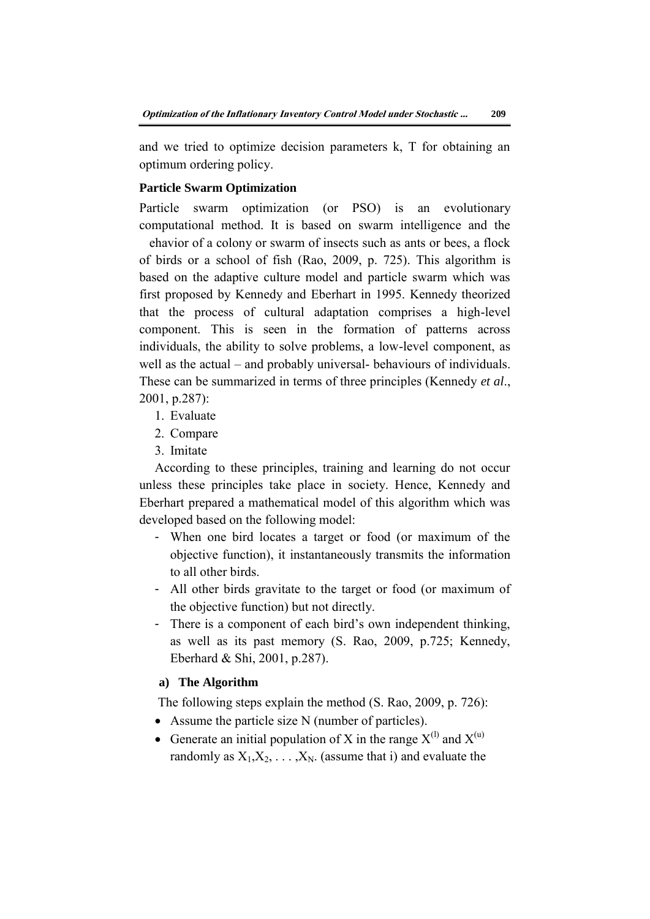and we tried to optimize decision parameters k, T for obtaining an optimum ordering policy.

### Particle Swarm Optimization

Particle swarm optimization (or PSO) is an evolutionary computational method. It is based on swarm intelligence and the ehavior of a colony or swarm of insects such as ants or bees, a flock of birds or a school of fish (Rao, 2009, p. 725). This algorithm is based on the adaptive culture model and particle swarm which was first proposed by Kennedy and Eberhart in 1995. Kennedy theorized that the process of cultural adaptation comprises a high-level component. This is seen in the formation of patterns across individuals, the ability to solve problems, a low-level component, as well as the actual – and probably universal- behaviours of individuals. These can be summarized in terms of three principles (Kennedy *et al*., 2001, p.287):

1. Evaluate
2. Compare
3. Imitate

According to these principles, training and learning do not occur unless these principles take place in society. Hence, Kennedy and Eberhart prepared a mathematical model of this algorithm which was developed based on the following model:

- When one bird locates a target or food (or maximum of the objective function), it instantaneously transmits the information to all other birds.
- All other birds gravitate to the target or food (or maximum of the objective function) but not directly.
- There is a component of each bird's own independent thinking, as well as its past memory (S. Rao, 2009, p.725; Kennedy, Eberhard & Shi, 2001, p.287).

#### a) The Algorithm

The following steps explain the method (S. Rao, 2009, p. 726):

- Assume the particle size N (number of particles).
- Generate an initial population of X in the range $X^{(l)}$ and $X^{(u)}$ randomly as $X_1, X_2, \ldots, X_N$. (assume that i) and evaluate the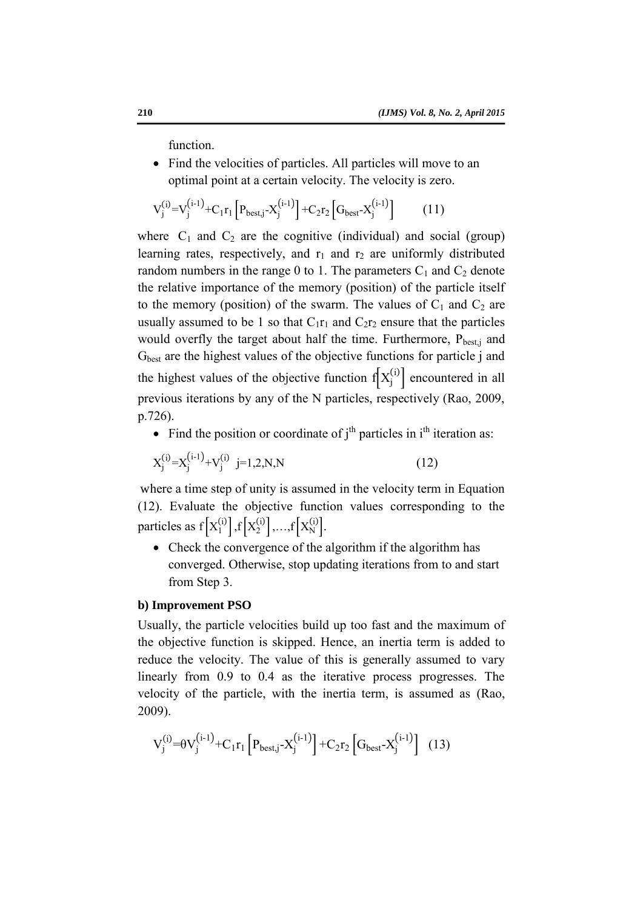function.

- Find the velocities of particles. All particles will move to an optimal point at a certain velocity. The velocity is zero.

$$V_j^{(i)}=V_j^{(i-1)}+C_1r_1\left[P_{best,j}-X_j^{(i-1)}\right]+C_2r_2\left[G_{best}-X_j^{(i-1)}\right] \qquad (11)$$

where $C_1$ and $C_2$ are the cognitive (individual) and social (group) learning rates, respectively, and $r_1$ and $r_2$ are uniformly distributed random numbers in the range 0 to 1. The parameters $C_1$ and $C_2$ denote the relative importance of the memory (position) of the particle itself to the memory (position) of the swarm. The values of $C_1$ and $C_2$ are usually assumed to be 1 so that $C_1r_1$ and $C_2r_2$ ensure that the particles would overfly the target about half the time. Furthermore, $P_{best,j}$ and $G_{best}$ are the highest values of the objective functions for particle j and the highest values of the objective function $f\left[X_j^{(i)}\right]$ encountered in all previous iterations by any of the N particles, respectively (Rao, 2009, p.726).

- Find the position or coordinate of j[th] particles in i[th] iteration as:

$$X_j^{(i)}=X_j^{(i-1)}+V_j^{(i)} \quad j=1,2,N,N \qquad (12)$$

where a time step of unity is assumed in the velocity term in Equation (12). Evaluate the objective function values corresponding to the particles as $f\left[X_1^{(i)}\right],f\left[X_2^{(i)}\right],\ldots,f\left[X_N^{(i)}\right]$.

- Check the convergence of the algorithm if the algorithm has converged. Otherwise, stop updating iterations from to and start from Step 3.

**b) Improvement PSO**

Usually, the particle velocities build up too fast and the maximum of the objective function is skipped. Hence, an inertia term is added to reduce the velocity. The value of this is generally assumed to vary linearly from 0.9 to 0.4 as the iterative process progresses. The velocity of the particle, with the inertia term, is assumed as (Rao, 2009).

$$V_j^{(i)}=\theta V_j^{(i-1)}+C_1r_1\left[P_{best,j}-X_j^{(i-1)}\right]+C_2r_2\left[G_{best}-X_j^{(i-1)}\right] \quad (13)$$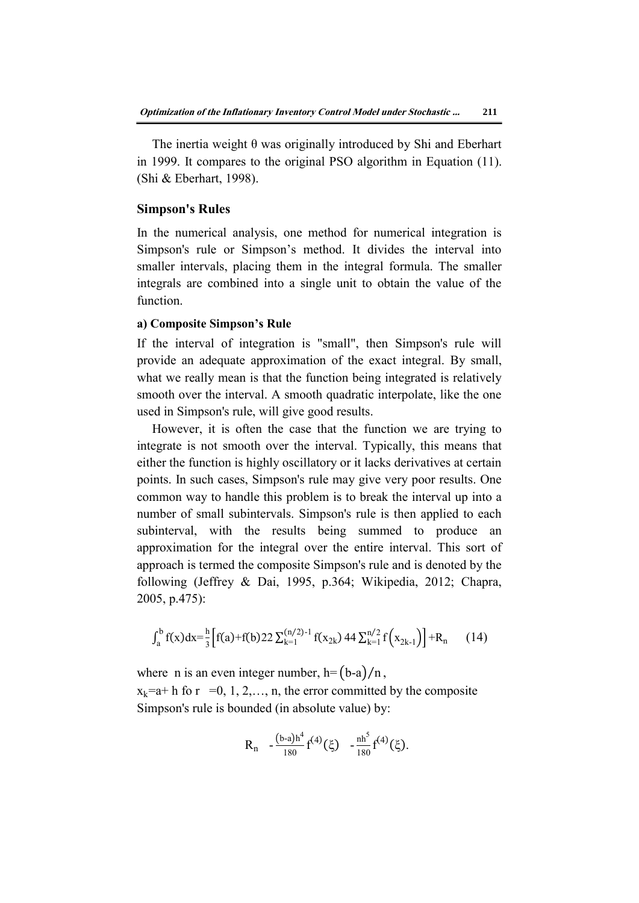The inertia weight θ was originally introduced by Shi and Eberhart in 1999. It compares to the original PSO algorithm in Equation (11). (Shi & Eberhart, 1998).

## Simpson's Rules

In the numerical analysis, one method for numerical integration is Simpson's rule or Simpson's method. It divides the interval into smaller intervals, placing them in the integral formula. The smaller integrals are combined into a single unit to obtain the value of the function.

### a) Composite Simpson's Rule

If the interval of integration is "small", then Simpson's rule will provide an adequate approximation of the exact integral. By small, what we really mean is that the function being integrated is relatively smooth over the interval. A smooth quadratic interpolate, like the one used in Simpson's rule, will give good results.

However, it is often the case that the function we are trying to integrate is not smooth over the interval. Typically, this means that either the function is highly oscillatory or it lacks derivatives at certain points. In such cases, Simpson's rule may give very poor results. One common way to handle this problem is to break the interval up into a number of small subintervals. Simpson's rule is then applied to each subinterval, with the results being summed to produce an approximation for the integral over the entire interval. This sort of approach is termed the composite Simpson's rule and is denoted by the following (Jeffrey & Dai, 1995, p.364; Wikipedia, 2012; Chapra, 2005, p.475):

$$\int_a^b f(x)dx=\frac{h}{3}\left[f(a)+f(b)22\sum_{k=1}^{(n/2)-1} f(x_{2k})\ 44\sum_{k=1}^{n/2} f\left(x_{2k-1}\right)\right]+R_n \qquad (14)$$

where n is an even integer number, $h=\left(b-a\right)/n$,

$x_k=a+h$ fo r $=0, 1, 2,\ldots, n$, the error committed by the composite Simpson's rule is bounded (in absolute value) by:

$$R_n \quad -\frac{(b-a)h^4}{180}f^{(4)}(\xi) \quad -\frac{nh^5}{180}f^{(4)}(\xi).$$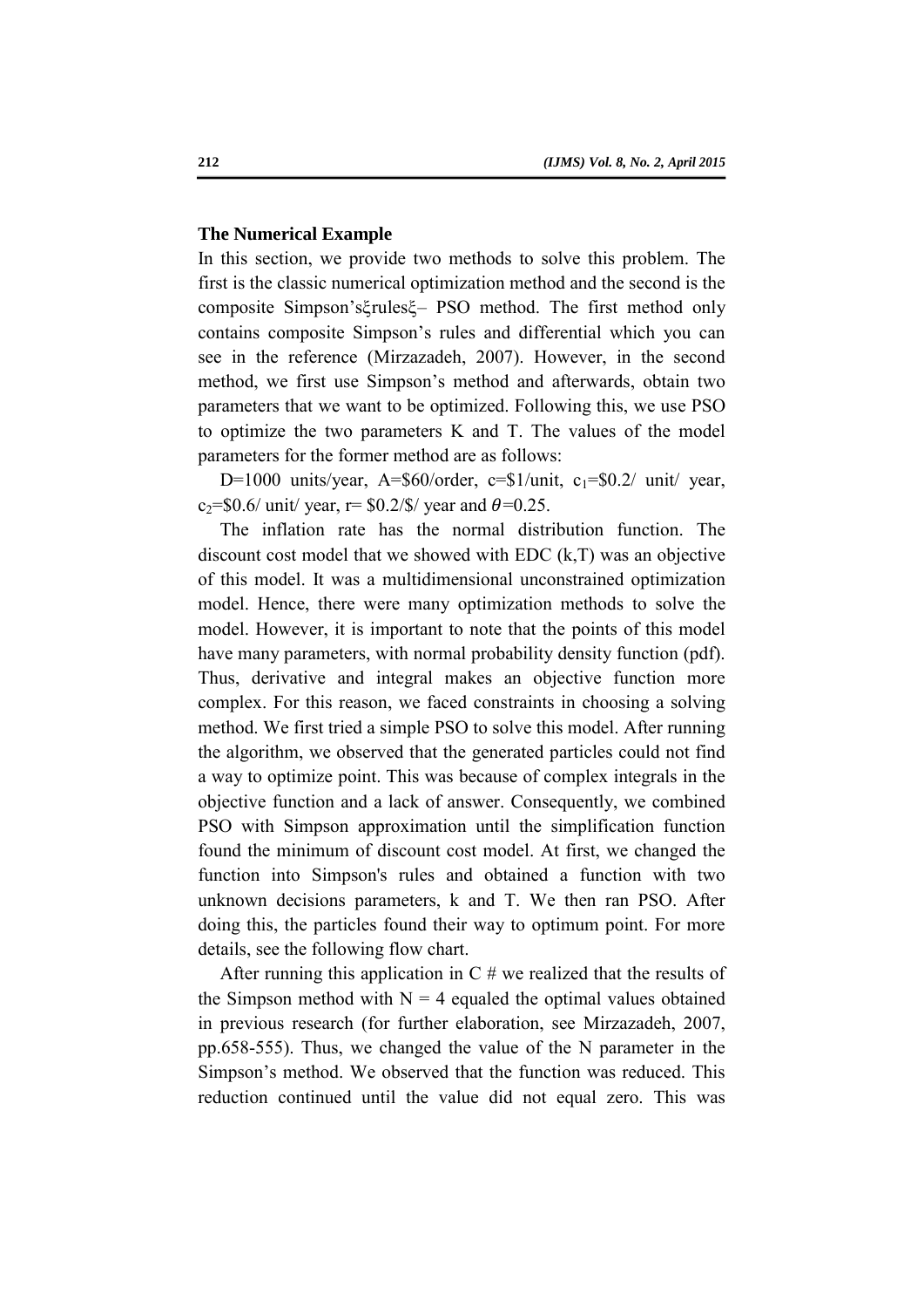## The Numerical Example

In this section, we provide two methods to solve this problem. The first is the classic numerical optimization method and the second is the composite Simpson's$\xi$rules$\xi$– PSO method. The first method only contains composite Simpson's rules and differential which you can see in the reference (Mirzazadeh, 2007). However, in the second method, we first use Simpson's method and afterwards, obtain two parameters that we want to be optimized. Following this, we use PSO to optimize the two parameters K and T. The values of the model parameters for the former method are as follows:

D=1000 units/year, A=\$60/order, c=\$1/unit, $c_1$=\$0.2/ unit/ year, $c_2$=\$0.6/ unit/ year, r= \$0.2/\$/ year and $\theta$=0.25.

The inflation rate has the normal distribution function. The discount cost model that we showed with EDC (k,T) was an objective of this model. It was a multidimensional unconstrained optimization model. Hence, there were many optimization methods to solve the model. However, it is important to note that the points of this model have many parameters, with normal probability density function (pdf). Thus, derivative and integral makes an objective function more complex. For this reason, we faced constraints in choosing a solving method. We first tried a simple PSO to solve this model. After running the algorithm, we observed that the generated particles could not find a way to optimize point. This was because of complex integrals in the objective function and a lack of answer. Consequently, we combined PSO with Simpson approximation until the simplification function found the minimum of discount cost model. At first, we changed the function into Simpson's rules and obtained a function with two unknown decisions parameters, k and T. We then ran PSO. After doing this, the particles found their way to optimum point. For more details, see the following flow chart.

After running this application in C # we realized that the results of the Simpson method with N = 4 equaled the optimal values obtained in previous research (for further elaboration, see Mirzazadeh, 2007, pp.658-555). Thus, we changed the value of the N parameter in the Simpson's method. We observed that the function was reduced. This reduction continued until the value did not equal zero. This was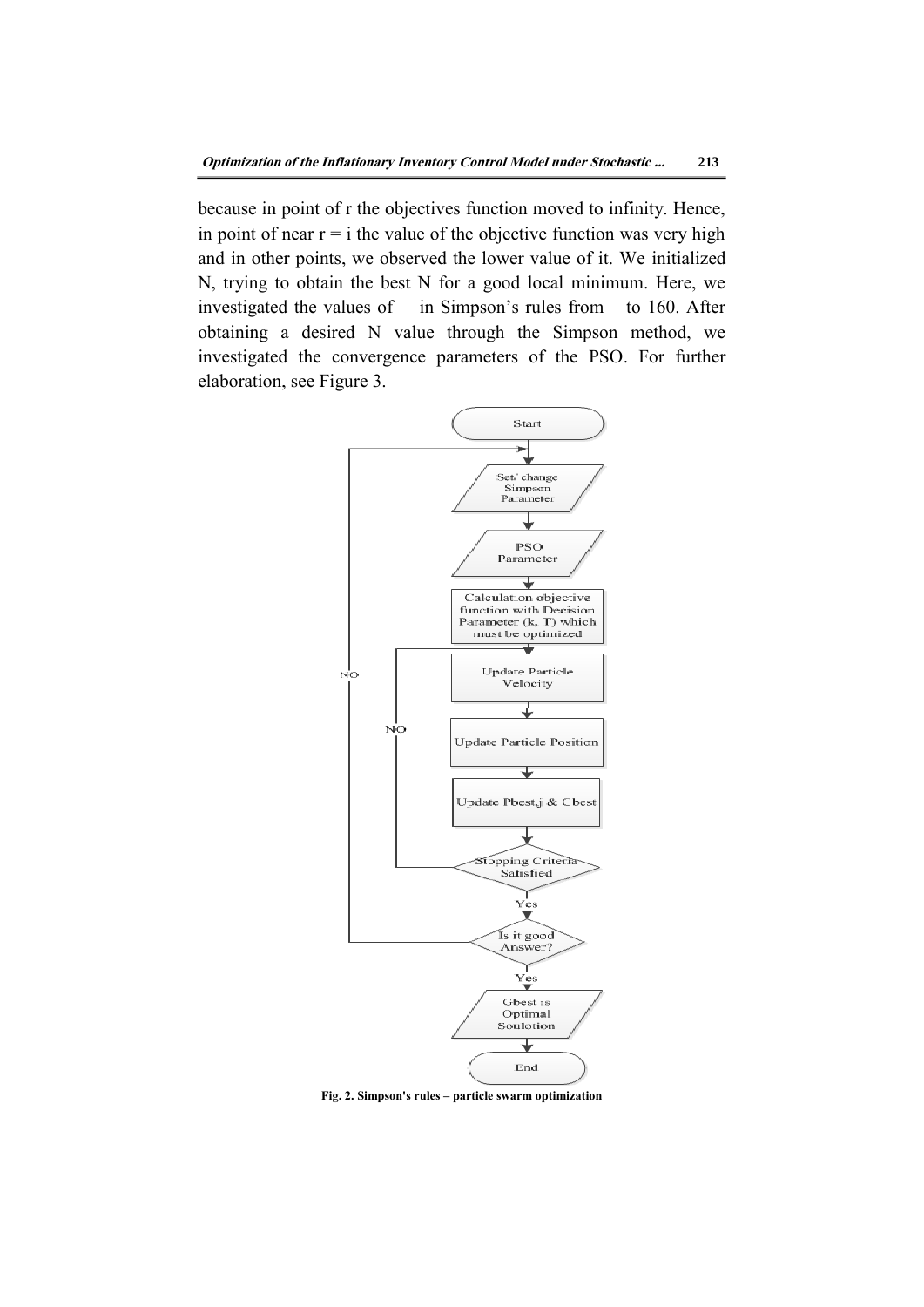because in point of r the objectives function moved to infinity. Hence, in point of near r = i the value of the objective function was very high and in other points, we observed the lower value of it. We initialized N, trying to obtain the best N for a good local minimum. Here, we investigated the values of in Simpson's rules from to 160. After obtaining a desired N value through the Simpson method, we investigated the convergence parameters of the PSO. For further elaboration, see Figure 3.

Start

Set/ change Simpson Parameter

PSO Parameter

Calculation objective function with Decision Parameter (k, T) which must be optimized

Update Particle Velocity

Update Particle Position

Update Pbest,j & Gbest

Stopping Criteria Satisfied

NO

Yes

Is it good Answer?

NO

Yes

Gbest is Optimal Soulotion

End

**Fig. 2. Simpson's rules – particle swarm optimization**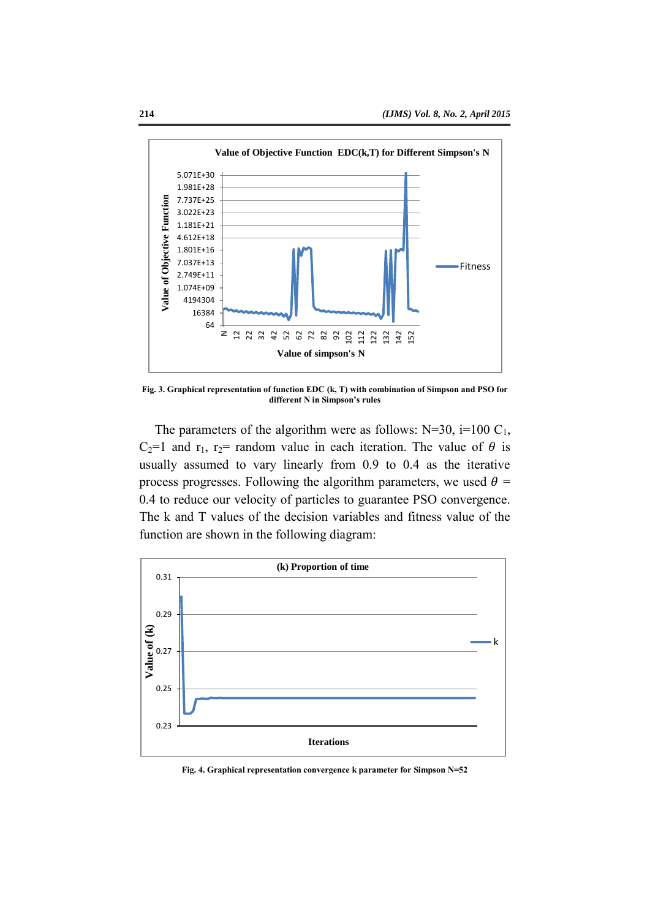**Fig. 3. Graphical representation of function EDC (k, T) with combination of Simpson and PSO for different N in Simpson's rules**

The parameters of the algorithm were as follows: N=30, i=100 $C_1$, $C_2$=1 and $r_1$, $r_2$= random value in each iteration. The value of $\theta$ is usually assumed to vary linearly from 0.9 to 0.4 as the iterative process progresses. Following the algorithm parameters, we used $\theta$ = 0.4 to reduce our velocity of particles to guarantee PSO convergence. The k and T values of the decision variables and fitness value of the function are shown in the following diagram:

**Fig. 4. Graphical representation convergence k parameter for Simpson N=52**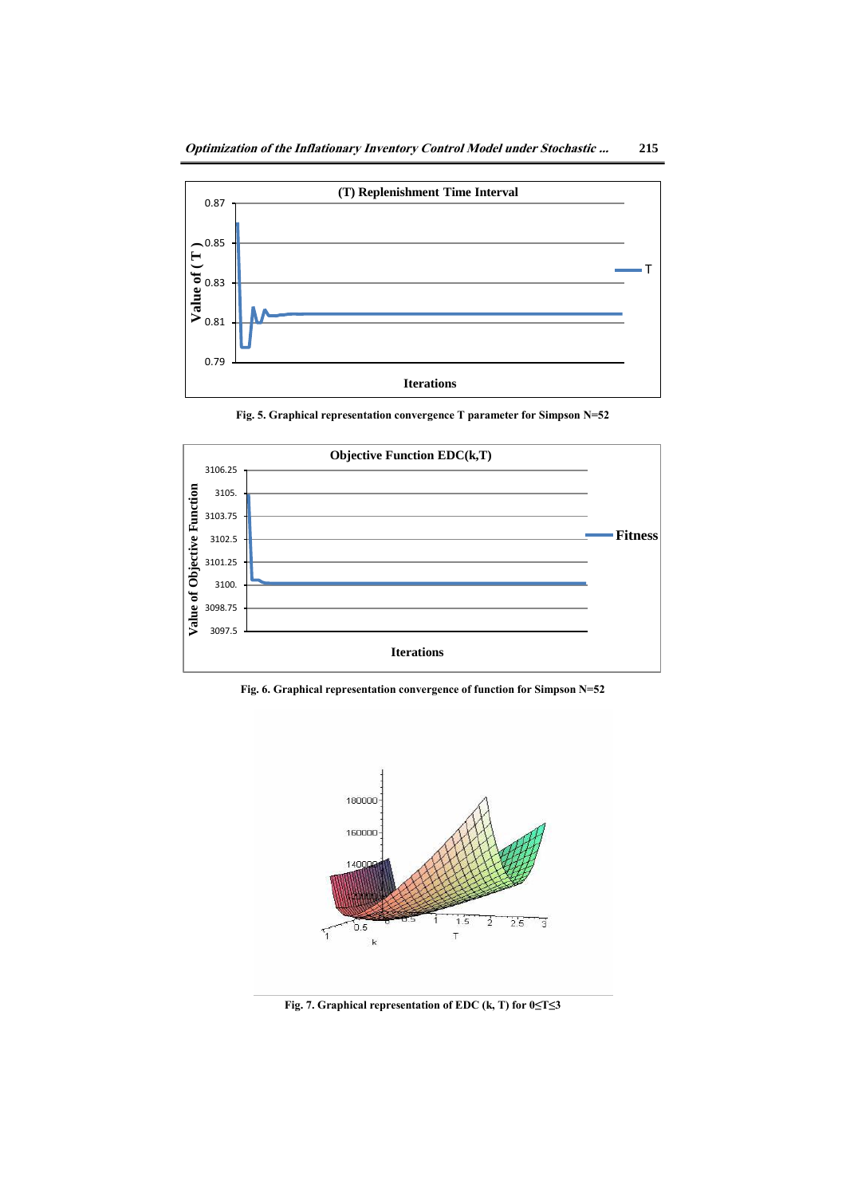Fig. 5. Graphical representation convergence T parameter for Simpson N=52

Fig. 6. Graphical representation convergence of function for Simpson N=52

Fig. 7. Graphical representation of EDC (k, T) for 0≤T≤3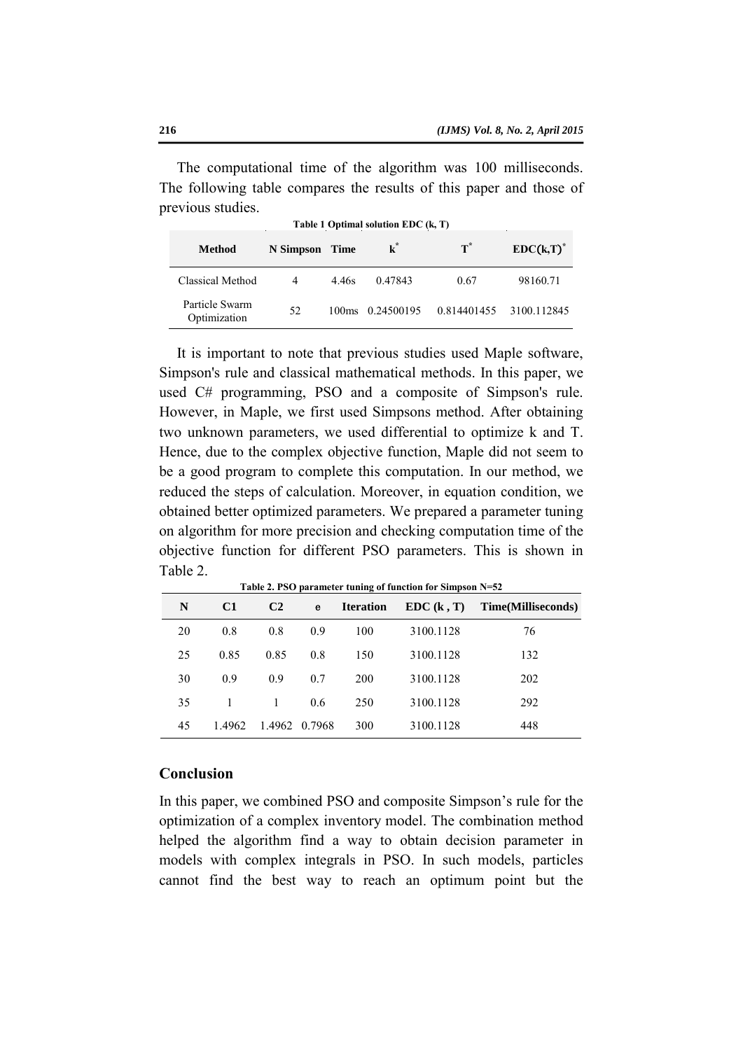The computational time of the algorithm was 100 milliseconds. The following table compares the results of this paper and those of previous studies.

**Table 1 Optimal solution EDC (k, T)**

| Method | N Simpson | Time | $k^*$ | $T^*$ | $EDC(k,T)^*$ |
|---|---|---|---|---|---|
| Classical Method | 4 | 4.46s | 0.47843 | 0.67 | 98160.71 |
| Particle Swarm Optimization | 52 | 100ms | 0.24500195 | 0.814401455 | 3100.112845 |

It is important to note that previous studies used Maple software, Simpson's rule and classical mathematical methods. In this paper, we used C# programming, PSO and a composite of Simpson's rule. However, in Maple, we first used Simpsons method. After obtaining two unknown parameters, we used differential to optimize k and T. Hence, due to the complex objective function, Maple did not seem to be a good program to complete this computation. In our method, we reduced the steps of calculation. Moreover, in equation condition, we obtained better optimized parameters. We prepared a parameter tuning on algorithm for more precision and checking computation time of the objective function for different PSO parameters. This is shown in Table 2.

**Table 2. PSO parameter tuning of function for Simpson N=52**

| N | C1 | C2 | e | Iteration | EDC (k , T) | Time(Milliseconds) |
|---|---|---|---|---|---|---|
| 20 | 0.8 | 0.8 | 0.9 | 100 | 3100.1128 | 76 |
| 25 | 0.85 | 0.85 | 0.8 | 150 | 3100.1128 | 132 |
| 30 | 0.9 | 0.9 | 0.7 | 200 | 3100.1128 | 202 |
| 35 | 1 | 1 | 0.6 | 250 | 3100.1128 | 292 |
| 45 | 1.4962 | 1.4962 | 0.7968 | 300 | 3100.1128 | 448 |

## Conclusion

In this paper, we combined PSO and composite Simpson's rule for the optimization of a complex inventory model. The combination method helped the algorithm find a way to obtain decision parameter in models with complex integrals in PSO. In such models, particles cannot find the best way to reach an optimum point but the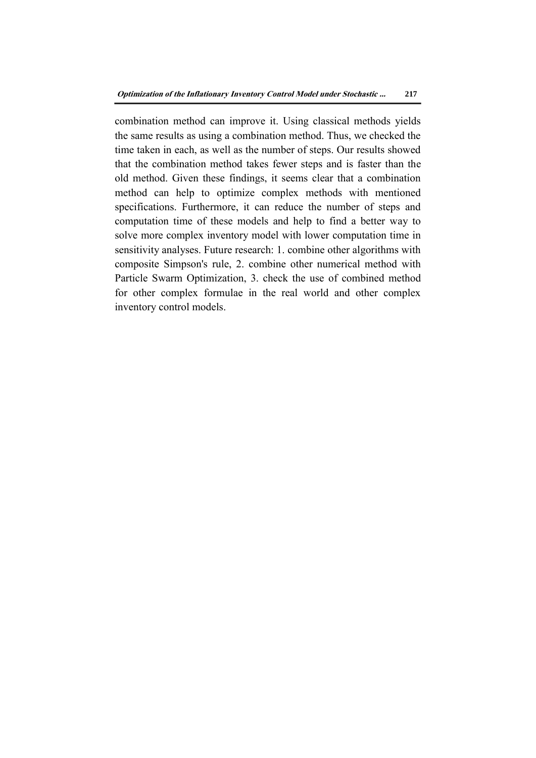combination method can improve it. Using classical methods yields the same results as using a combination method. Thus, we checked the time taken in each, as well as the number of steps. Our results showed that the combination method takes fewer steps and is faster than the old method. Given these findings, it seems clear that a combination method can help to optimize complex methods with mentioned specifications. Furthermore, it can reduce the number of steps and computation time of these models and help to find a better way to solve more complex inventory model with lower computation time in sensitivity analyses. Future research: 1. combine other algorithms with composite Simpson's rule, 2. combine other numerical method with Particle Swarm Optimization, 3. check the use of combined method for other complex formulae in the real world and other complex inventory control models.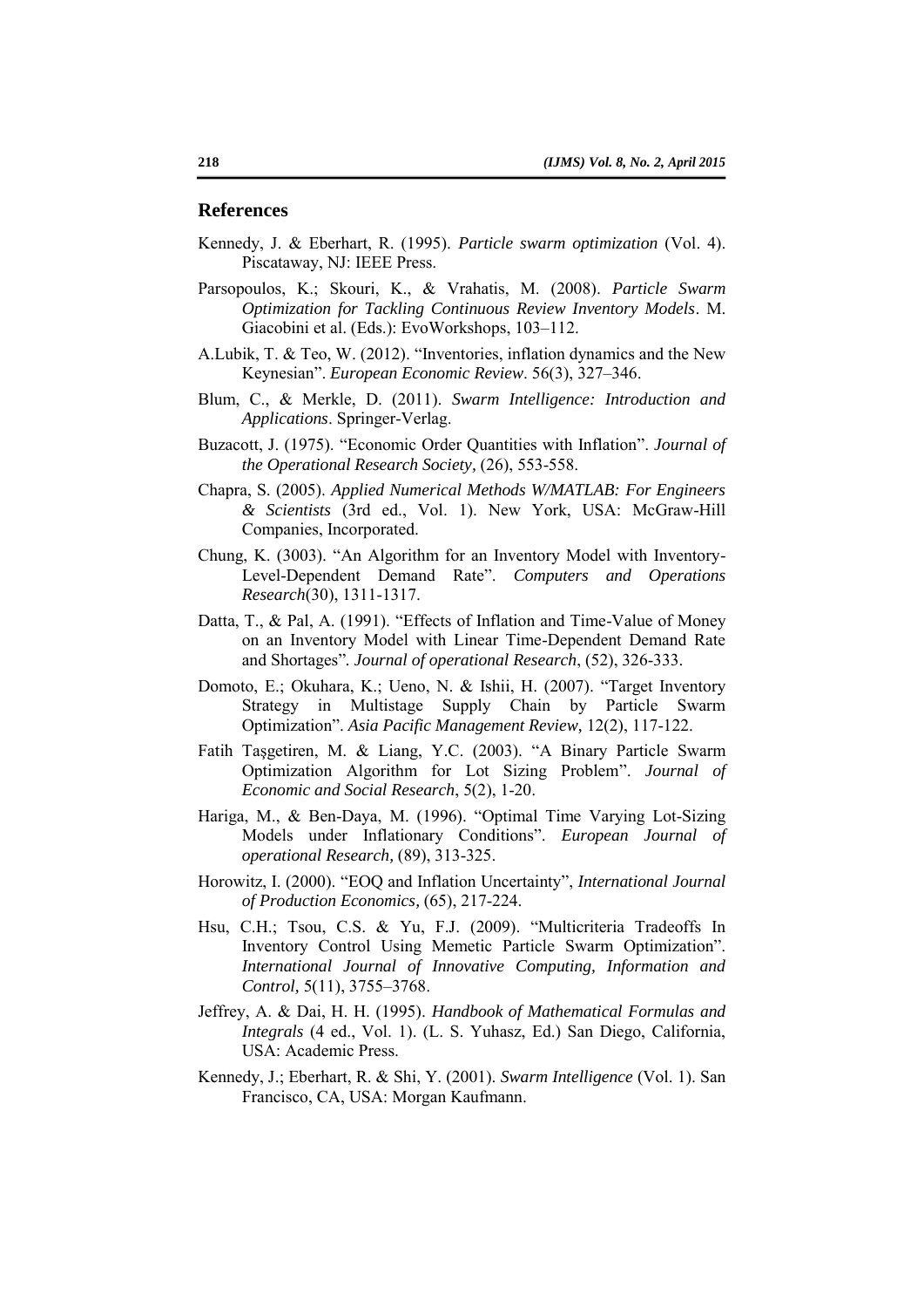## References

Kennedy, J. & Eberhart, R. (1995). *Particle swarm optimization* (Vol. 4). Piscataway, NJ: IEEE Press.

Parsopoulos, K.; Skouri, K., & Vrahatis, M. (2008). *Particle Swarm Optimization for Tackling Continuous Review Inventory Models*. M. Giacobini et al. (Eds.): EvoWorkshops, 103–112.

A.Lubik, T. & Teo, W. (2012). "Inventories, inflation dynamics and the New Keynesian". *European Economic Review*. 56(3), 327–346.

Blum, C., & Merkle, D. (2011). *Swarm Intelligence: Introduction and Applications*. Springer-Verlag.

Buzacott, J. (1975). "Economic Order Quantities with Inflation". *Journal of the Operational Research Society*, (26), 553-558.

Chapra, S. (2005). *Applied Numerical Methods W/MATLAB: For Engineers & Scientists* (3rd ed., Vol. 1). New York, USA: McGraw-Hill Companies, Incorporated.

Chung, K. (3003). "An Algorithm for an Inventory Model with Inventory-Level-Dependent Demand Rate". *Computers and Operations Research*(30), 1311-1317.

Datta, T., & Pal, A. (1991). "Effects of Inflation and Time-Value of Money on an Inventory Model with Linear Time-Dependent Demand Rate and Shortages". *Journal of operational Research*, (52), 326-333.

Domoto, E.; Okuhara, K.; Ueno, N. & Ishii, H. (2007). "Target Inventory Strategy in Multistage Supply Chain by Particle Swarm Optimization". *Asia Pacific Management Review*, 12(2), 117-122.

Fatih Taşgetiren, M. & Liang, Y.C. (2003). "A Binary Particle Swarm Optimization Algorithm for Lot Sizing Problem". *Journal of Economic and Social Research*, 5(2), 1-20.

Hariga, M., & Ben-Daya, M. (1996). "Optimal Time Varying Lot-Sizing Models under Inflationary Conditions". *European Journal of operational Research*, (89), 313-325.

Horowitz, I. (2000). "EOQ and Inflation Uncertainty", *International Journal of Production Economics*, (65), 217-224.

Hsu, C.H.; Tsou, C.S. & Yu, F.J. (2009). "Multicriteria Tradeoffs In Inventory Control Using Memetic Particle Swarm Optimization". *International Journal of Innovative Computing, Information and Control*, 5(11), 3755–3768.

Jeffrey, A. & Dai, H. H. (1995). *Handbook of Mathematical Formulas and Integrals* (4 ed., Vol. 1). (L. S. Yuhasz, Ed.) San Diego, California, USA: Academic Press.

Kennedy, J.; Eberhart, R. & Shi, Y. (2001). *Swarm Intelligence* (Vol. 1). San Francisco, CA, USA: Morgan Kaufmann.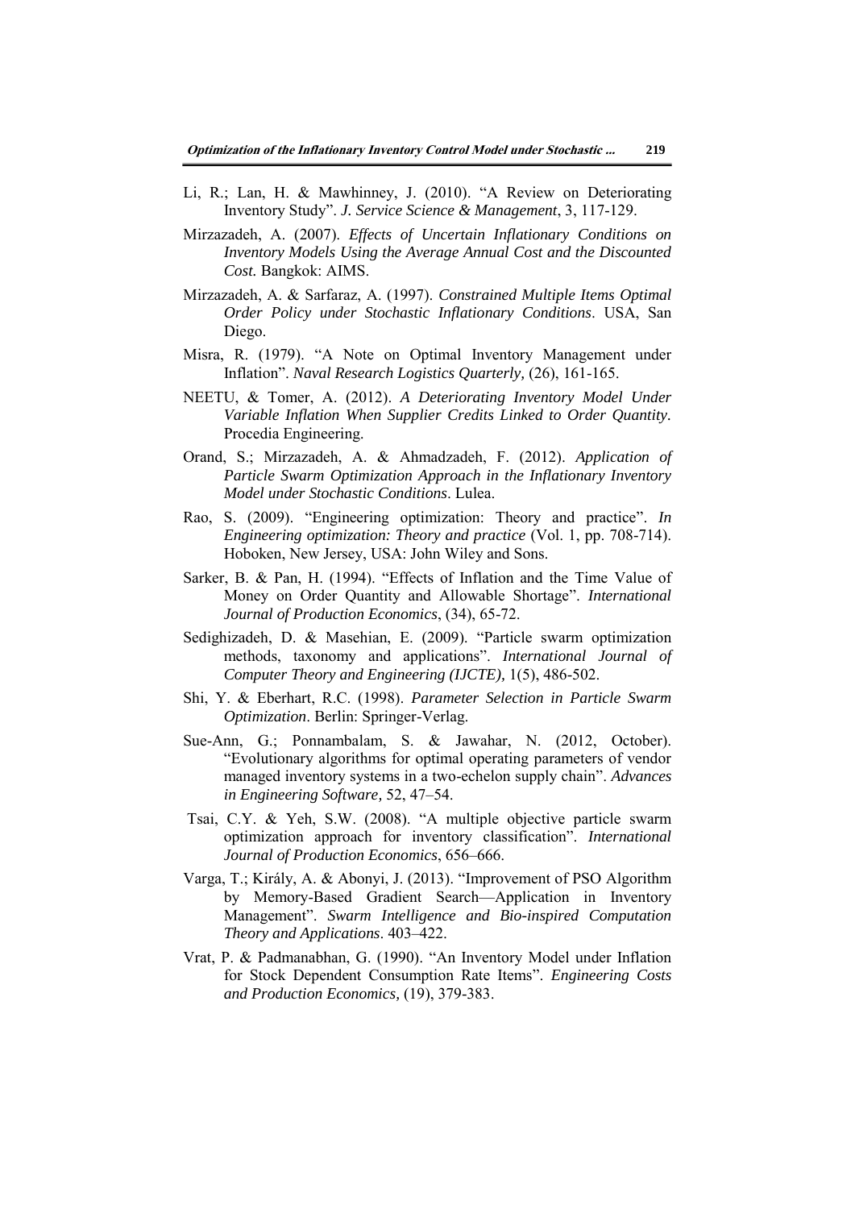Li, R.; Lan, H. & Mawhinney, J. (2010). "A Review on Deteriorating Inventory Study". *J. Service Science & Management*, 3, 117-129.

Mirzazadeh, A. (2007). *Effects of Uncertain Inflationary Conditions on Inventory Models Using the Average Annual Cost and the Discounted Cost.* Bangkok: AIMS.

Mirzazadeh, A. & Sarfaraz, A. (1997). *Constrained Multiple Items Optimal Order Policy under Stochastic Inflationary Conditions*. USA, San Diego.

Misra, R. (1979). "A Note on Optimal Inventory Management under Inflation". *Naval Research Logistics Quarterly,* (26), 161-165.

NEETU, & Tomer, A. (2012). *A Deteriorating Inventory Model Under Variable Inflation When Supplier Credits Linked to Order Quantity.* Procedia Engineering.

Orand, S.; Mirzazadeh, A. & Ahmadzadeh, F. (2012). *Application of Particle Swarm Optimization Approach in the Inflationary Inventory Model under Stochastic Conditions*. Lulea.

Rao, S. (2009). "Engineering optimization: Theory and practice". *In Engineering optimization: Theory and practice* (Vol. 1, pp. 708-714). Hoboken, New Jersey, USA: John Wiley and Sons.

Sarker, B. & Pan, H. (1994). "Effects of Inflation and the Time Value of Money on Order Quantity and Allowable Shortage". *International Journal of Production Economics*, (34), 65-72.

Sedighizadeh, D. & Masehian, E. (2009). "Particle swarm optimization methods, taxonomy and applications". *International Journal of Computer Theory and Engineering (IJCTE),* 1(5), 486-502.

Shi, Y. & Eberhart, R.C. (1998). *Parameter Selection in Particle Swarm Optimization*. Berlin: Springer-Verlag.

Sue-Ann, G.; Ponnambalam, S. & Jawahar, N. (2012, October). "Evolutionary algorithms for optimal operating parameters of vendor managed inventory systems in a two-echelon supply chain". *Advances in Engineering Software,* 52, 47–54.

Tsai, C.Y. & Yeh, S.W. (2008). "A multiple objective particle swarm optimization approach for inventory classification". *International Journal of Production Economics*, 656–666.

Varga, T.; Király, A. & Abonyi, J. (2013). "Improvement of PSO Algorithm by Memory-Based Gradient Search—Application in Inventory Management". *Swarm Intelligence and Bio-inspired Computation Theory and Applications*. 403–422.

Vrat, P. & Padmanabhan, G. (1990). "An Inventory Model under Inflation for Stock Dependent Consumption Rate Items". *Engineering Costs and Production Economics,* (19), 379-383.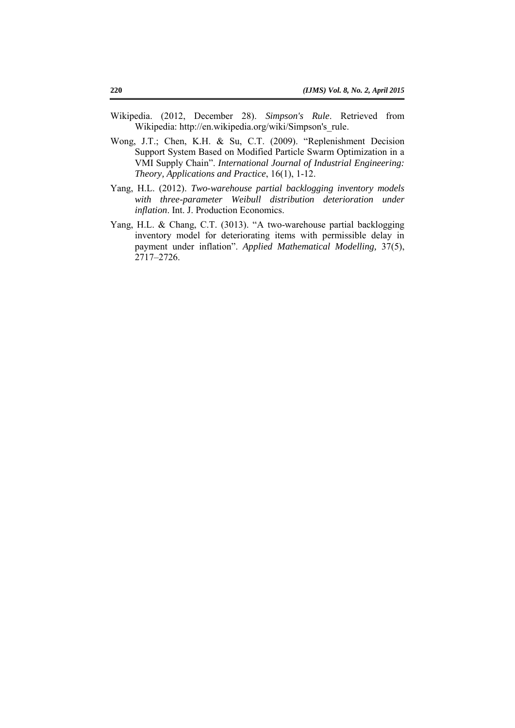Wikipedia. (2012, December 28). *Simpson's Rule*. Retrieved from Wikipedia: http://en.wikipedia.org/wiki/Simpson's_rule.

Wong, J.T.; Chen, K.H. & Su, C.T. (2009). "Replenishment Decision Support System Based on Modified Particle Swarm Optimization in a VMI Supply Chain". *International Journal of Industrial Engineering: Theory, Applications and Practice*, 16(1), 1-12.

Yang, H.L. (2012). *Two-warehouse partial backlogging inventory models with three-parameter Weibull distribution deterioration under inflation*. Int. J. Production Economics.

Yang, H.L. & Chang, C.T. (3013). "A two-warehouse partial backlogging inventory model for deteriorating items with permissible delay in payment under inflation". *Applied Mathematical Modelling*, 37(5), 2717–2726.